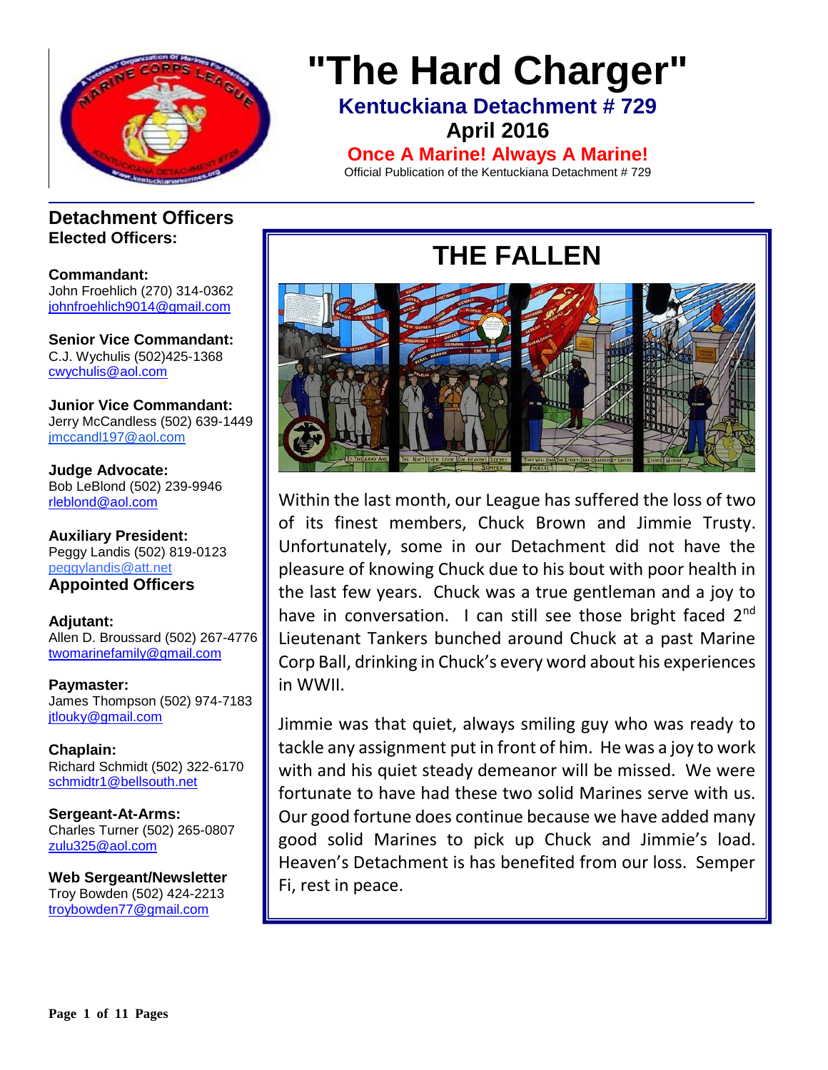# "The Hard Charger"

**Kentuckiana Detachment # 729**

**April 2016**

**Once A Marine! Always A Marine!**

Official Publication of the Kentuckiana Detachment # 729

## Detachment Officers

**Elected Officers:**

**Commandant:**
John Froehlich (270) 314-0362
johnfroehlich9014@gmail.com

**Senior Vice Commandant:**
C.J. Wychulis (502)425-1368
cwychulis@aol.com

**Junior Vice Commandant:**
Jerry McCandless (502) 639-1449
jmccandl197@aol.com

**Judge Advocate:**
Bob LeBlond (502) 239-9946
rleblond@aol.com

**Auxiliary President:**
Peggy Landis (502) 819-0123
peggylandis@att.net

**Appointed Officers**

**Adjutant:**
Allen D. Broussard (502) 267-4776
twomarinefamily@gmail.com

**Paymaster:**
James Thompson (502) 974-7183
jtlouky@gmail.com

**Chaplain:**
Richard Schmidt (502) 322-6170
schmidtr1@bellsouth.net

**Sergeant-At-Arms:**
Charles Turner (502) 265-0807
zulu325@aol.com

**Web Sergeant/Newsletter**
Troy Bowden (502) 424-2213
troybowden77@gmail.com

## THE FALLEN

Within the last month, our League has suffered the loss of two of its finest members, Chuck Brown and Jimmie Trusty. Unfortunately, some in our Detachment did not have the pleasure of knowing Chuck due to his bout with poor health in the last few years. Chuck was a true gentleman and a joy to have in conversation. I can still see those bright faced 2nd Lieutenant Tankers bunched around Chuck at a past Marine Corp Ball, drinking in Chuck's every word about his experiences in WWII.

Jimmie was that quiet, always smiling guy who was ready to tackle any assignment put in front of him. He was a joy to work with and his quiet steady demeanor will be missed. We were fortunate to have had these two solid Marines serve with us. Our good fortune does continue because we have added many good solid Marines to pick up Chuck and Jimmie's load. Heaven's Detachment is has benefited from our loss. Semper Fi, rest in peace.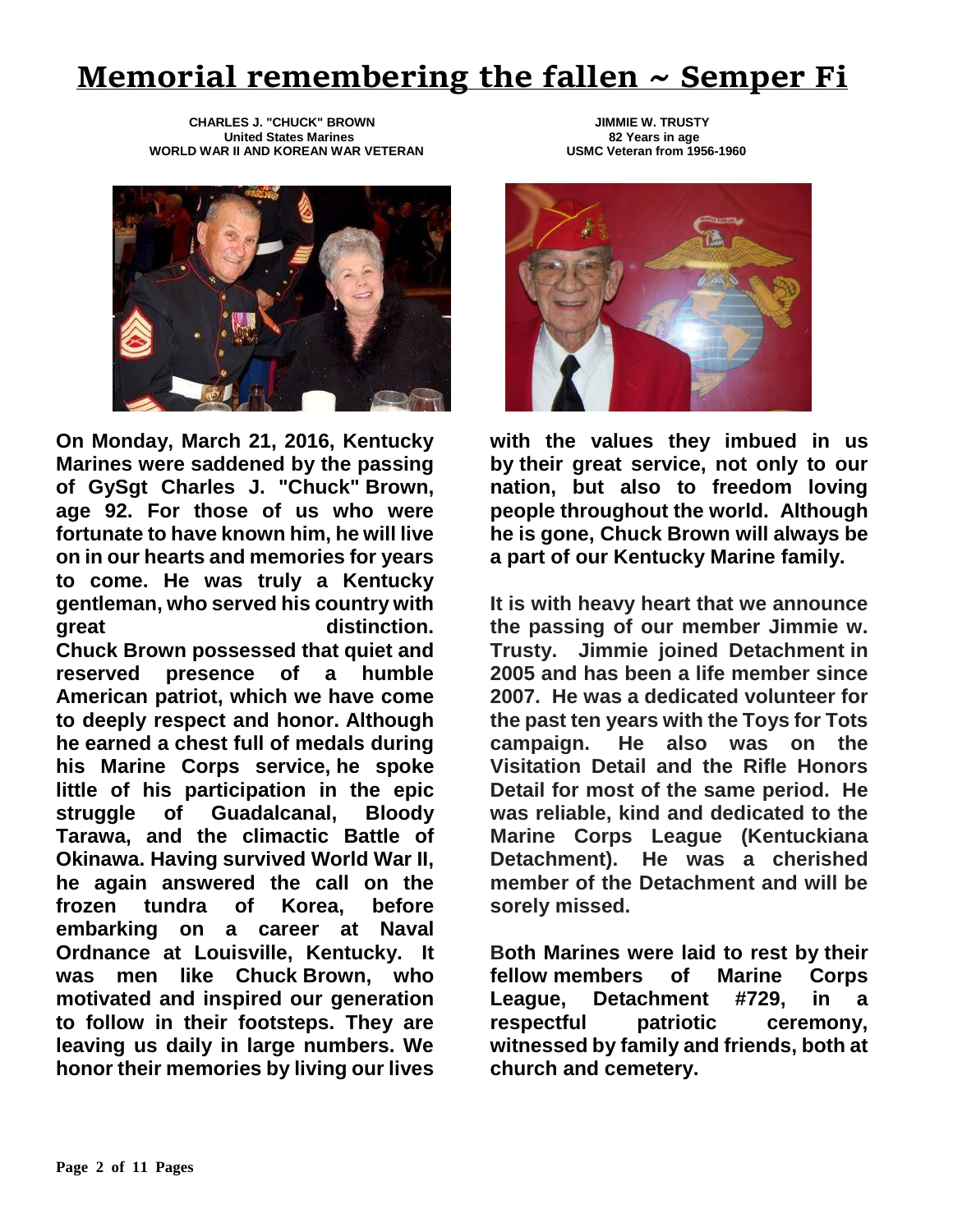# Memorial remembering the fallen ~ Semper Fi

**CHARLES J. "CHUCK" BROWN**
**United States Marines**
**WORLD WAR II AND KOREAN WAR VETERAN**

**JIMMIE W. TRUSTY**
**82 Years in age**
**USMC Veteran from 1956-1960**

**On Monday, March 21, 2016, Kentucky Marines were saddened by the passing of GySgt Charles J. "Chuck" Brown, age 92. For those of us who were fortunate to have known him, he will live on in our hearts and memories for years to come. He was truly a Kentucky gentleman, who served his country with great distinction.**
**Chuck Brown possessed that quiet and reserved presence of a humble American patriot, which we have come to deeply respect and honor. Although he earned a chest full of medals during his Marine Corps service, he spoke little of his participation in the epic struggle of Guadalcanal, Bloody Tarawa, and the climactic Battle of Okinawa. Having survived World War II, he again answered the call on the frozen tundra of Korea, before embarking on a career at Naval Ordnance at Louisville, Kentucky. It was men like Chuck Brown, who motivated and inspired our generation to follow in their footsteps. They are leaving us daily in large numbers. We honor their memories by living our lives with the values they imbued in us by their great service, not only to our nation, but also to freedom loving people throughout the world. Although he is gone, Chuck Brown will always be a part of our Kentucky Marine family.**

**It is with heavy heart that we announce the passing of our member Jimmie w. Trusty. Jimmie joined Detachment in 2005 and has been a life member since 2007. He was a dedicated volunteer for the past ten years with the Toys for Tots campaign. He also was on the Visitation Detail and the Rifle Honors Detail for most of the same period. He was reliable, kind and dedicated to the Marine Corps League (Kentuckiana Detachment). He was a cherished member of the Detachment and will be sorely missed.**

**Both Marines were laid to rest by their fellow members of Marine Corps League, Detachment #729, in a respectful patriotic ceremony, witnessed by family and friends, both at church and cemetery.**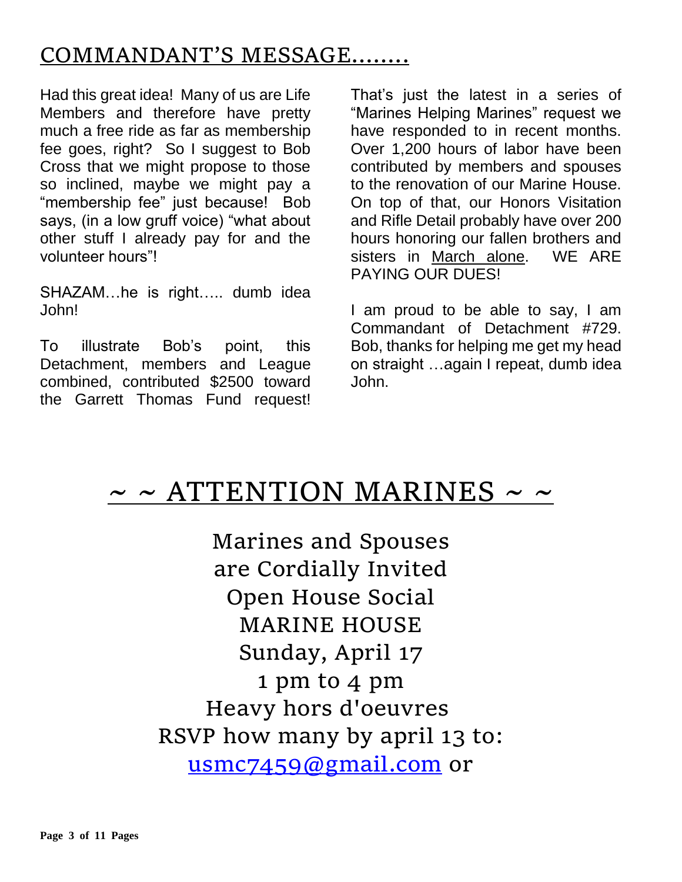## COMMANDANT'S MESSAGE……..

Had this great idea! Many of us are Life Members and therefore have pretty much a free ride as far as membership fee goes, right? So I suggest to Bob Cross that we might propose to those so inclined, maybe we might pay a "membership fee" just because! Bob says, (in a low gruff voice) "what about other stuff I already pay for and the volunteer hours"!

SHAZAM…he is right….. dumb idea John!

To illustrate Bob's point, this Detachment, members and League combined, contributed $2500 toward the Garrett Thomas Fund request! That's just the latest in a series of "Marines Helping Marines" request we have responded to in recent months. Over 1,200 hours of labor have been contributed by members and spouses to the renovation of our Marine House. On top of that, our Honors Visitation and Rifle Detail probably have over 200 hours honoring our fallen brothers and sisters in March alone. WE ARE PAYING OUR DUES!

I am proud to be able to say, I am Commandant of Detachment #729. Bob, thanks for helping me get my head on straight …again I repeat, dumb idea John.

# ~ ~ ATTENTION MARINES ~ ~

Marines and Spouses
are Cordially Invited
Open House Social
MARINE HOUSE
Sunday, April 17
1 pm to 4 pm
Heavy hors d'oeuvres
RSVP how many by april 13 to:
usmc7459@gmail.com or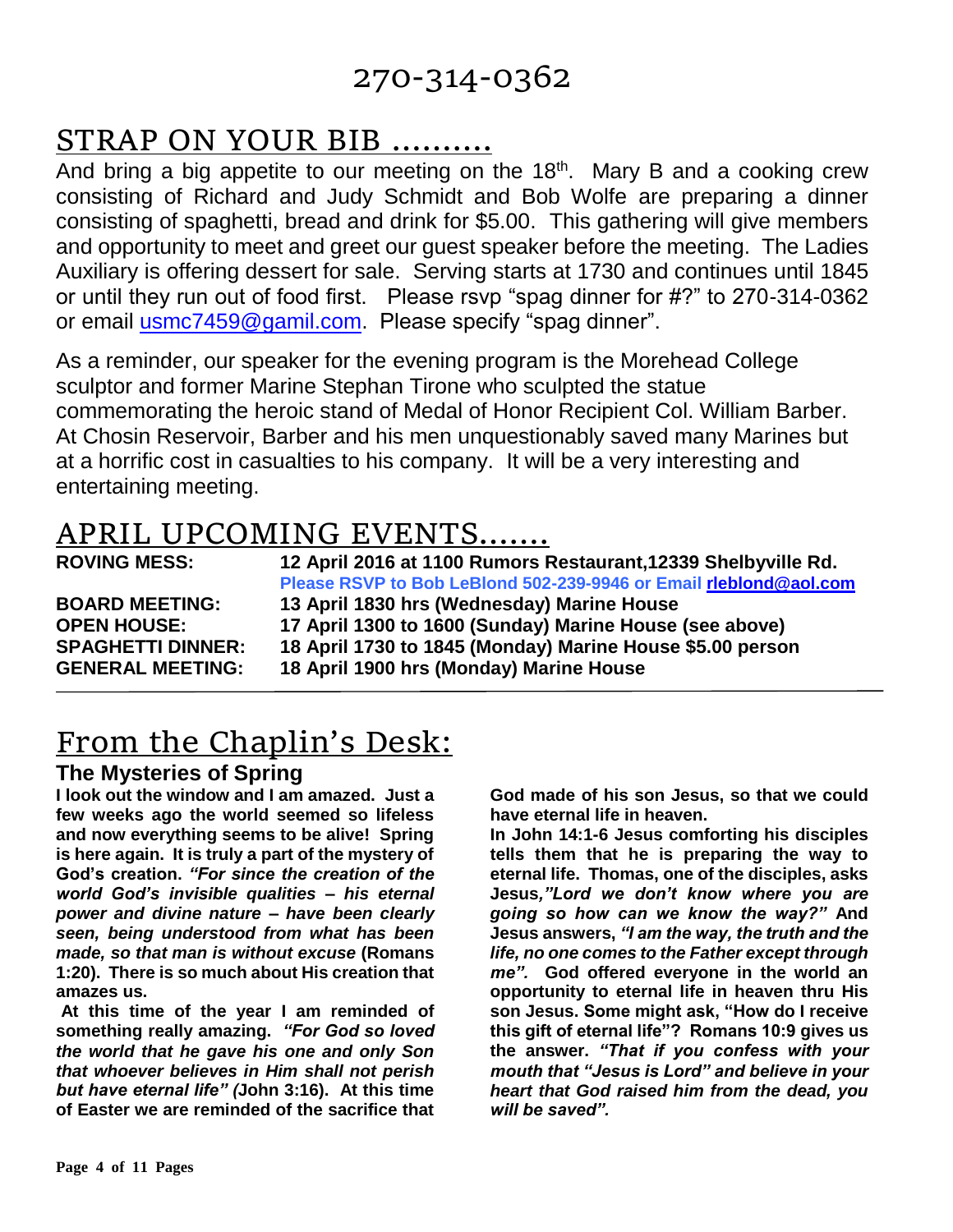270-314-0362

## STRAP ON YOUR BIB ……….

And bring a big appetite to our meeting on the 18th. Mary B and a cooking crew consisting of Richard and Judy Schmidt and Bob Wolfe are preparing a dinner consisting of spaghetti, bread and drink for $5.00. This gathering will give members and opportunity to meet and greet our guest speaker before the meeting. The Ladies Auxiliary is offering dessert for sale. Serving starts at 1730 and continues until 1845 or until they run out of food first. Please rsvp "spag dinner for #?" to 270-314-0362 or email usmc7459@gamil.com. Please specify "spag dinner".

As a reminder, our speaker for the evening program is the Morehead College sculptor and former Marine Stephan Tirone who sculpted the statue commemorating the heroic stand of Medal of Honor Recipient Col. William Barber. At Chosin Reservoir, Barber and his men unquestionably saved many Marines but at a horrific cost in casualties to his company. It will be a very interesting and entertaining meeting.

## APRIL UPCOMING EVENTS…….

| | |
|---|---|
| **ROVING MESS:** | **12 April 2016 at 1100 Rumors Restaurant,12339 Shelbyville Rd.** **Please RSVP to Bob LeBlond 502-239-9946 or Email rleblond@aol.com** |
| **BOARD MEETING:** | **13 April 1830 hrs (Wednesday) Marine House** |
| **OPEN HOUSE:** | **17 April 1300 to 1600 (Sunday) Marine House (see above)** |
| **SPAGHETTI DINNER:** | **18 April 1730 to 1845 (Monday) Marine House $5.00 person** |
| **GENERAL MEETING:** | **18 April 1900 hrs (Monday) Marine House** |

## From the Chaplin's Desk:

### The Mysteries of Spring

**I look out the window and I am amazed. Just a few weeks ago the world seemed so lifeless and now everything seems to be alive! Spring is here again. It is truly a part of the mystery of God's creation. *"For since the creation of the world God's invisible qualities – his eternal power and divine nature – have been clearly seen, being understood from what has been made, so that man is without excuse* (Romans 1:20). There is so much about His creation that amazes us.**

**At this time of the year I am reminded of something really amazing. *"For God so loved the world that he gave his one and only Son that whoever believes in Him shall not perish but have eternal life" (*John 3:16). At this time of Easter we are reminded of the sacrifice that God made of his son Jesus, so that we could have eternal life in heaven.**

**In John 14:1-6 Jesus comforting his disciples tells them that he is preparing the way to eternal life. Thomas, one of the disciples, asks Jesus*,"Lord we don't know where you are going so how can we know the way?"* And Jesus answers, *"I am the way, the truth and the life, no one comes to the Father except through me".* God offered everyone in the world an opportunity to eternal life in heaven thru His son Jesus. Some might ask, "How do I receive this gift of eternal life"? Romans 10:9 gives us the answer. *"That if you confess with your mouth that "Jesus is Lord" and believe in your heart that God raised him from the dead, you will be saved".***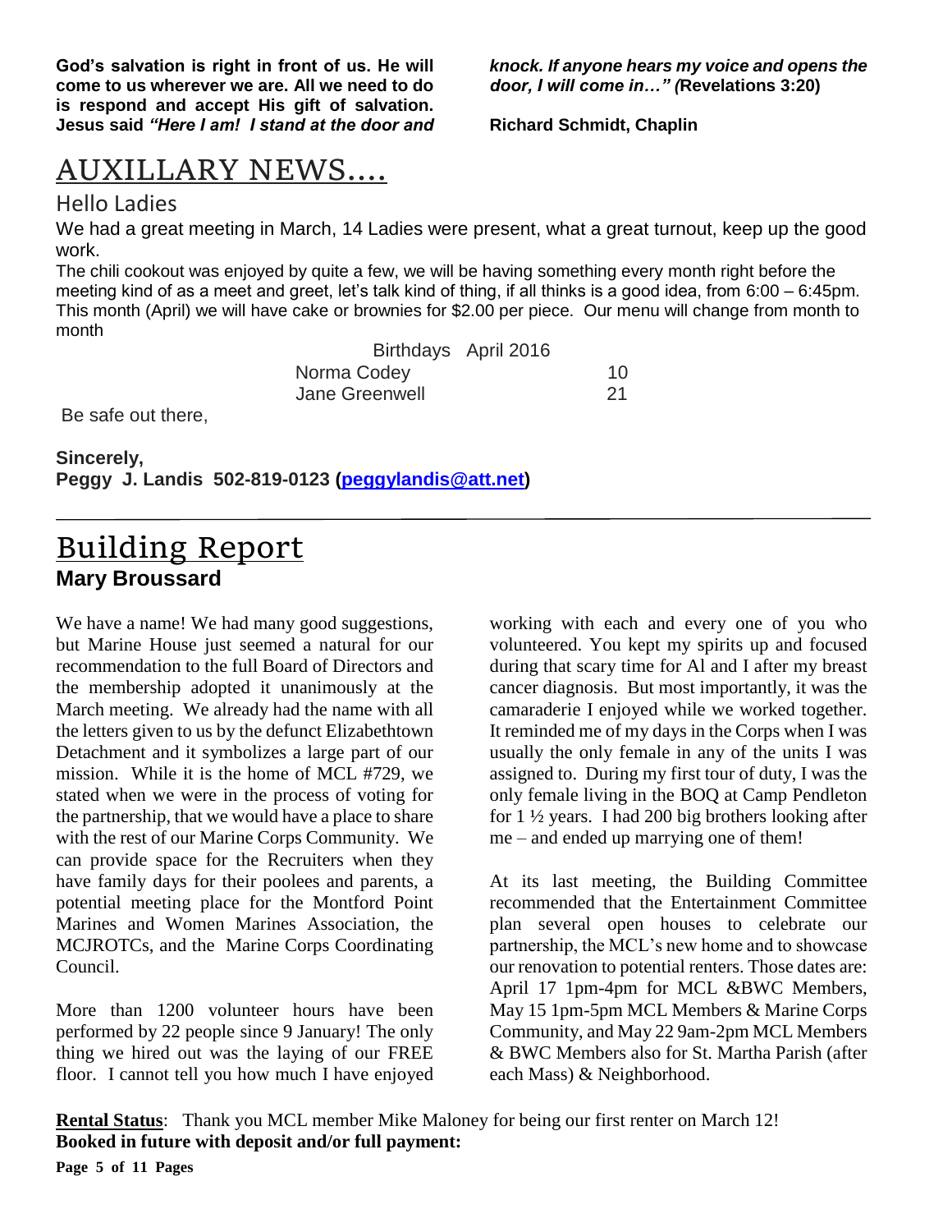**God's salvation is right in front of us. He will come to us wherever we are. All we need to do is respond and accept His gift of salvation. Jesus said *"Here I am! I stand at the door and knock. If anyone hears my voice and opens the door, I will come in…" (*Revelations 3:20)**

**Richard Schmidt, Chaplin**

# AUXILLARY NEWS….

## Hello Ladies

We had a great meeting in March, 14 Ladies were present, what a great turnout, keep up the good work.

The chili cookout was enjoyed by quite a few, we will be having something every month right before the meeting kind of as a meet and greet, let's talk kind of thing, if all thinks is a good idea, from 6:00 – 6:45pm. This month (April) we will have cake or brownies for $2.00 per piece. Our menu will change from month to month

| Birthdays April 2016 | |
|---|---|
| Norma Codey | 10 |
| Jane Greenwell | 21 |

Be safe out there,

**Sincerely,**
**Peggy J. Landis 502-819-0123 (peggylandis@att.net)**

---

# Building Report

**Mary Broussard**

We have a name! We had many good suggestions, but Marine House just seemed a natural for our recommendation to the full Board of Directors and the membership adopted it unanimously at the March meeting. We already had the name with all the letters given to us by the defunct Elizabethtown Detachment and it symbolizes a large part of our mission. While it is the home of MCL #729, we stated when we were in the process of voting for the partnership, that we would have a place to share with the rest of our Marine Corps Community. We can provide space for the Recruiters when they have family days for their poolees and parents, a potential meeting place for the Montford Point Marines and Women Marines Association, the MCJROTCs, and the Marine Corps Coordinating Council.

More than 1200 volunteer hours have been performed by 22 people since 9 January! The only thing we hired out was the laying of our FREE floor. I cannot tell you how much I have enjoyed working with each and every one of you who volunteered. You kept my spirits up and focused during that scary time for Al and I after my breast cancer diagnosis. But most importantly, it was the camaraderie I enjoyed while we worked together. It reminded me of my days in the Corps when I was usually the only female in any of the units I was assigned to. During my first tour of duty, I was the only female living in the BOQ at Camp Pendleton for 1 ½ years. I had 200 big brothers looking after me – and ended up marrying one of them!

At its last meeting, the Building Committee recommended that the Entertainment Committee plan several open houses to celebrate our partnership, the MCL's new home and to showcase our renovation to potential renters. Those dates are: April 17 1pm-4pm for MCL &BWC Members, May 15 1pm-5pm MCL Members & Marine Corps Community, and May 22 9am-2pm MCL Members & BWC Members also for St. Martha Parish (after each Mass) & Neighborhood.

**Rental Status**: Thank you MCL member Mike Maloney for being our first renter on March 12!

**Booked in future with deposit and/or full payment:**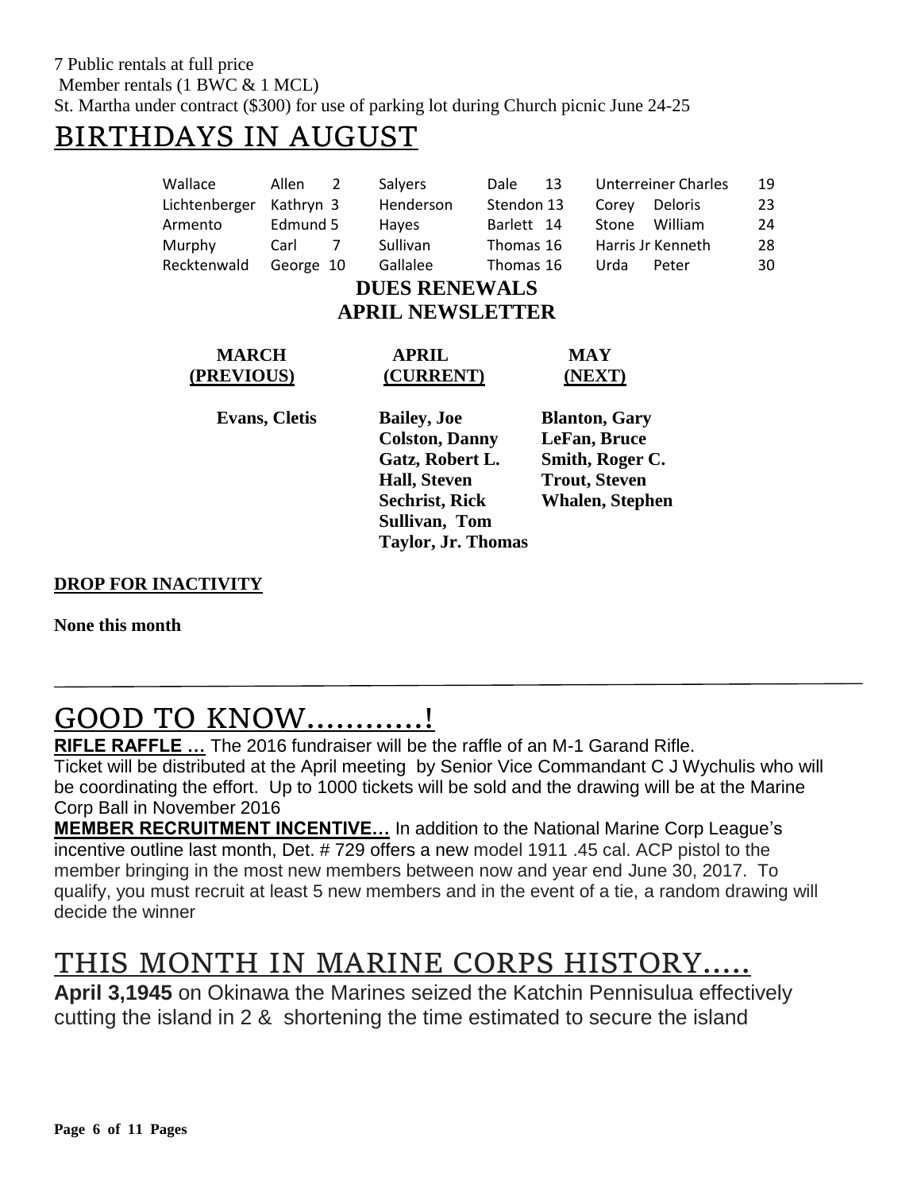7 Public rentals at full price
Member rentals (1 BWC & 1 MCL)
St. Martha under contract ($300) for use of parking lot during Church picnic June 24-25

# BIRTHDAYS IN AUGUST

| | | | | | | | | |
|---|---|---|---|---|---|---|---|---|
| Wallace | Allen | 2 | Salyers | Dale | 13 | Unterreiner | Charles | 19 |
| Lichtenberger | Kathryn | 3 | Henderson | Stendon | 13 | Corey | Deloris | 23 |
| Armento | Edmund | 5 | Hayes | Barlett | 14 | Stone | William | 24 |
| Murphy | Carl | 7 | Sullivan | Thomas | 16 | Harris Jr | Kenneth | 28 |
| Recktenwald | George | 10 | Gallalee | Thomas | 16 | Urda | Peter | 30 |

## DUES RENEWALS
## APRIL NEWSLETTER

| **MARCH (PREVIOUS)** | **APRIL (CURRENT)** | **MAY (NEXT)** |
|---|---|---|
| **Evans, Cletis** | **Bailey, Joe** | **Blanton, Gary** |
| | **Colston, Danny** | **LeFan, Bruce** |
| | **Gatz, Robert L.** | **Smith, Roger C.** |
| | **Hall, Steven** | **Trout, Steven** |
| | **Sechrist, Rick** | **Whalen, Stephen** |
| | **Sullivan, Tom** | |
| | **Taylor, Jr. Thomas** | |

**DROP FOR INACTIVITY**

**None this month**

---

# GOOD TO KNOW…………!

**RIFLE RAFFLE …** The 2016 fundraiser will be the raffle of an M-1 Garand Rifle. Ticket will be distributed at the April meeting by Senior Vice Commandant C J Wychulis who will be coordinating the effort. Up to 1000 tickets will be sold and the drawing will be at the Marine Corp Ball in November 2016

**MEMBER RECRUITMENT INCENTIVE…** In addition to the National Marine Corp League's incentive outline last month, Det. # 729 offers a new model 1911 .45 cal. ACP pistol to the member bringing in the most new members between now and year end June 30, 2017. To qualify, you must recruit at least 5 new members and in the event of a tie, a random drawing will decide the winner

# THIS MONTH IN MARINE CORPS HISTORY…..

**April 3,1945** on Okinawa the Marines seized the Katchin Pennisulua effectively cutting the island in 2 & shortening the time estimated to secure the island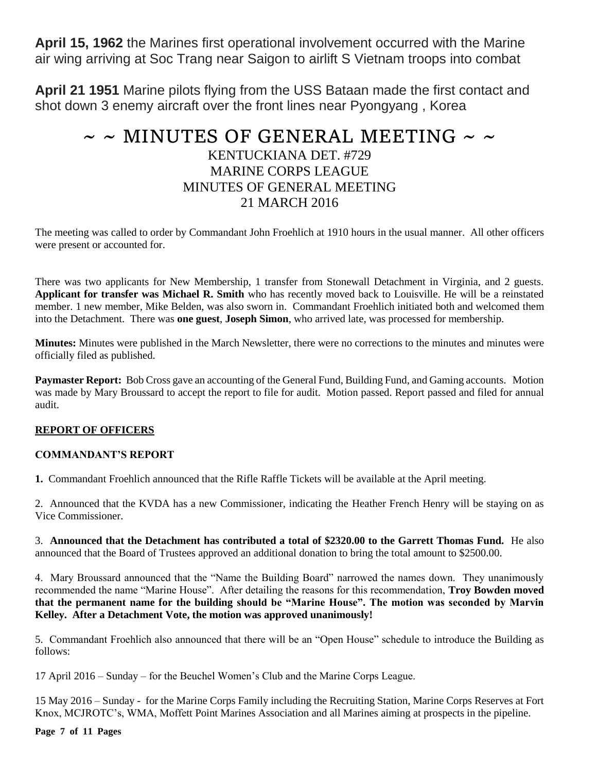**April 15, 1962** the Marines first operational involvement occurred with the Marine air wing arriving at Soc Trang near Saigon to airlift S Vietnam troops into combat

**April 21 1951** Marine pilots flying from the USS Bataan made the first contact and shot down 3 enemy aircraft over the front lines near Pyongyang , Korea

# ~ ~ MINUTES OF GENERAL MEETING ~ ~

KENTUCKIANA DET. #729
MARINE CORPS LEAGUE
MINUTES OF GENERAL MEETING
21 MARCH 2016

The meeting was called to order by Commandant John Froehlich at 1910 hours in the usual manner. All other officers were present or accounted for.

There was two applicants for New Membership, 1 transfer from Stonewall Detachment in Virginia, and 2 guests. **Applicant for transfer was Michael R. Smith** who has recently moved back to Louisville. He will be a reinstated member. 1 new member, Mike Belden, was also sworn in. Commandant Froehlich initiated both and welcomed them into the Detachment. There was **one guest**, **Joseph Simon**, who arrived late, was processed for membership.

**Minutes:** Minutes were published in the March Newsletter, there were no corrections to the minutes and minutes were officially filed as published.

**Paymaster Report:** Bob Cross gave an accounting of the General Fund, Building Fund, and Gaming accounts. Motion was made by Mary Broussard to accept the report to file for audit. Motion passed. Report passed and filed for annual audit.

**REPORT OF OFFICERS**

**COMMANDANT'S REPORT**

**1.** Commandant Froehlich announced that the Rifle Raffle Tickets will be available at the April meeting.

2. Announced that the KVDA has a new Commissioner, indicating the Heather French Henry will be staying on as Vice Commissioner.

3. **Announced that the Detachment has contributed a total of $2320.00 to the Garrett Thomas Fund.** He also announced that the Board of Trustees approved an additional donation to bring the total amount to $2500.00.

4. Mary Broussard announced that the "Name the Building Board" narrowed the names down. They unanimously recommended the name "Marine House". After detailing the reasons for this recommendation, **Troy Bowden moved that the permanent name for the building should be "Marine House". The motion was seconded by Marvin Kelley. After a Detachment Vote, the motion was approved unanimously!**

5. Commandant Froehlich also announced that there will be an "Open House" schedule to introduce the Building as follows:

17 April 2016 – Sunday – for the Beuchel Women's Club and the Marine Corps League.

15 May 2016 – Sunday - for the Marine Corps Family including the Recruiting Station, Marine Corps Reserves at Fort Knox, MCJROTC's, WMA, Moffett Point Marines Association and all Marines aiming at prospects in the pipeline.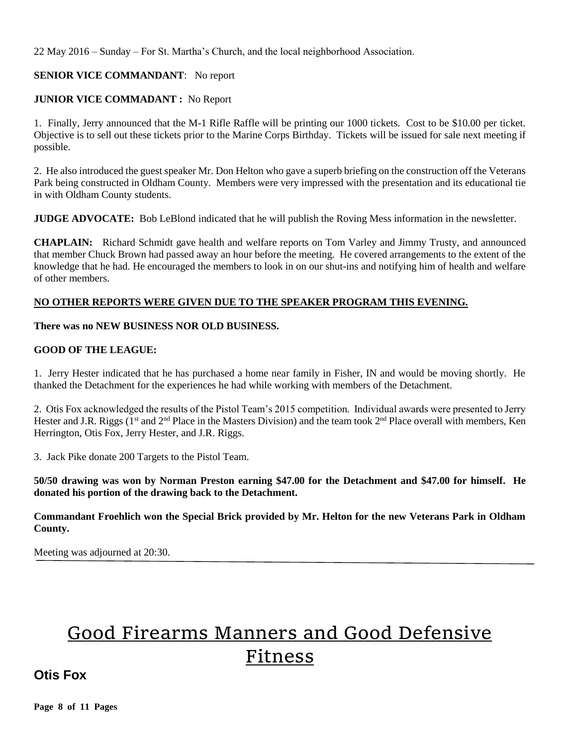22 May 2016 – Sunday – For St. Martha's Church, and the local neighborhood Association.

**SENIOR VICE COMMANDANT**: No report

**JUNIOR VICE COMMADANT :** No Report

1. Finally, Jerry announced that the M-1 Rifle Raffle will be printing our 1000 tickets. Cost to be $10.00 per ticket. Objective is to sell out these tickets prior to the Marine Corps Birthday. Tickets will be issued for sale next meeting if possible.

2. He also introduced the guest speaker Mr. Don Helton who gave a superb briefing on the construction off the Veterans Park being constructed in Oldham County. Members were very impressed with the presentation and its educational tie in with Oldham County students.

**JUDGE ADVOCATE:** Bob LeBlond indicated that he will publish the Roving Mess information in the newsletter.

**CHAPLAIN:** Richard Schmidt gave health and welfare reports on Tom Varley and Jimmy Trusty, and announced that member Chuck Brown had passed away an hour before the meeting. He covered arrangements to the extent of the knowledge that he had. He encouraged the members to look in on our shut-ins and notifying him of health and welfare of other members.

**NO OTHER REPORTS WERE GIVEN DUE TO THE SPEAKER PROGRAM THIS EVENING.**

**There was no NEW BUSINESS NOR OLD BUSINESS.**

**GOOD OF THE LEAGUE:**

1. Jerry Hester indicated that he has purchased a home near family in Fisher, IN and would be moving shortly. He thanked the Detachment for the experiences he had while working with members of the Detachment.

2. Otis Fox acknowledged the results of the Pistol Team's 2015 competition. Individual awards were presented to Jerry Hester and J.R. Riggs (1st and 2nd Place in the Masters Division) and the team took 2nd Place overall with members, Ken Herrington, Otis Fox, Jerry Hester, and J.R. Riggs.

3. Jack Pike donate 200 Targets to the Pistol Team.

**50/50 drawing was won by Norman Preston earning $47.00 for the Detachment and $47.00 for himself. He donated his portion of the drawing back to the Detachment.**

**Commandant Froehlich won the Special Brick provided by Mr. Helton for the new Veterans Park in Oldham County.**

Meeting was adjourned at 20:30.

---

# Good Firearms Manners and Good Defensive Fitness

## Otis Fox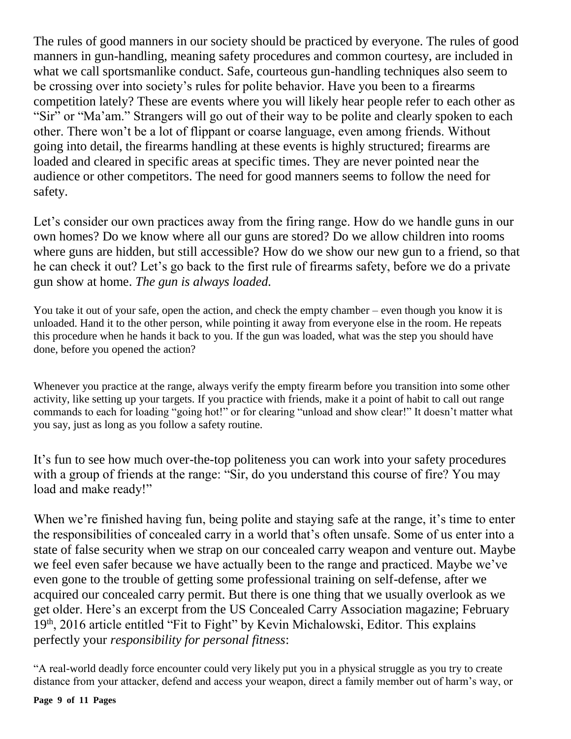The rules of good manners in our society should be practiced by everyone. The rules of good manners in gun-handling, meaning safety procedures and common courtesy, are included in what we call sportsmanlike conduct. Safe, courteous gun-handling techniques also seem to be crossing over into society's rules for polite behavior. Have you been to a firearms competition lately? These are events where you will likely hear people refer to each other as "Sir" or "Ma'am." Strangers will go out of their way to be polite and clearly spoken to each other. There won't be a lot of flippant or coarse language, even among friends. Without going into detail, the firearms handling at these events is highly structured; firearms are loaded and cleared in specific areas at specific times. They are never pointed near the audience or other competitors. The need for good manners seems to follow the need for safety.

Let's consider our own practices away from the firing range. How do we handle guns in our own homes? Do we know where all our guns are stored? Do we allow children into rooms where guns are hidden, but still accessible? How do we show our new gun to a friend, so that he can check it out? Let's go back to the first rule of firearms safety, before we do a private gun show at home. *The gun is always loaded.*

You take it out of your safe, open the action, and check the empty chamber – even though you know it is unloaded. Hand it to the other person, while pointing it away from everyone else in the room. He repeats this procedure when he hands it back to you. If the gun was loaded, what was the step you should have done, before you opened the action?

Whenever you practice at the range, always verify the empty firearm before you transition into some other activity, like setting up your targets. If you practice with friends, make it a point of habit to call out range commands to each for loading "going hot!" or for clearing "unload and show clear!" It doesn't matter what you say, just as long as you follow a safety routine.

It's fun to see how much over-the-top politeness you can work into your safety procedures with a group of friends at the range: "Sir, do you understand this course of fire? You may load and make ready!"

When we're finished having fun, being polite and staying safe at the range, it's time to enter the responsibilities of concealed carry in a world that's often unsafe. Some of us enter into a state of false security when we strap on our concealed carry weapon and venture out. Maybe we feel even safer because we have actually been to the range and practiced. Maybe we've even gone to the trouble of getting some professional training on self-defense, after we acquired our concealed carry permit. But there is one thing that we usually overlook as we get older. Here's an excerpt from the US Concealed Carry Association magazine; February 19th, 2016 article entitled "Fit to Fight" by Kevin Michalowski, Editor. This explains perfectly your *responsibility for personal fitness*:

"A real-world deadly force encounter could very likely put you in a physical struggle as you try to create distance from your attacker, defend and access your weapon, direct a family member out of harm's way, or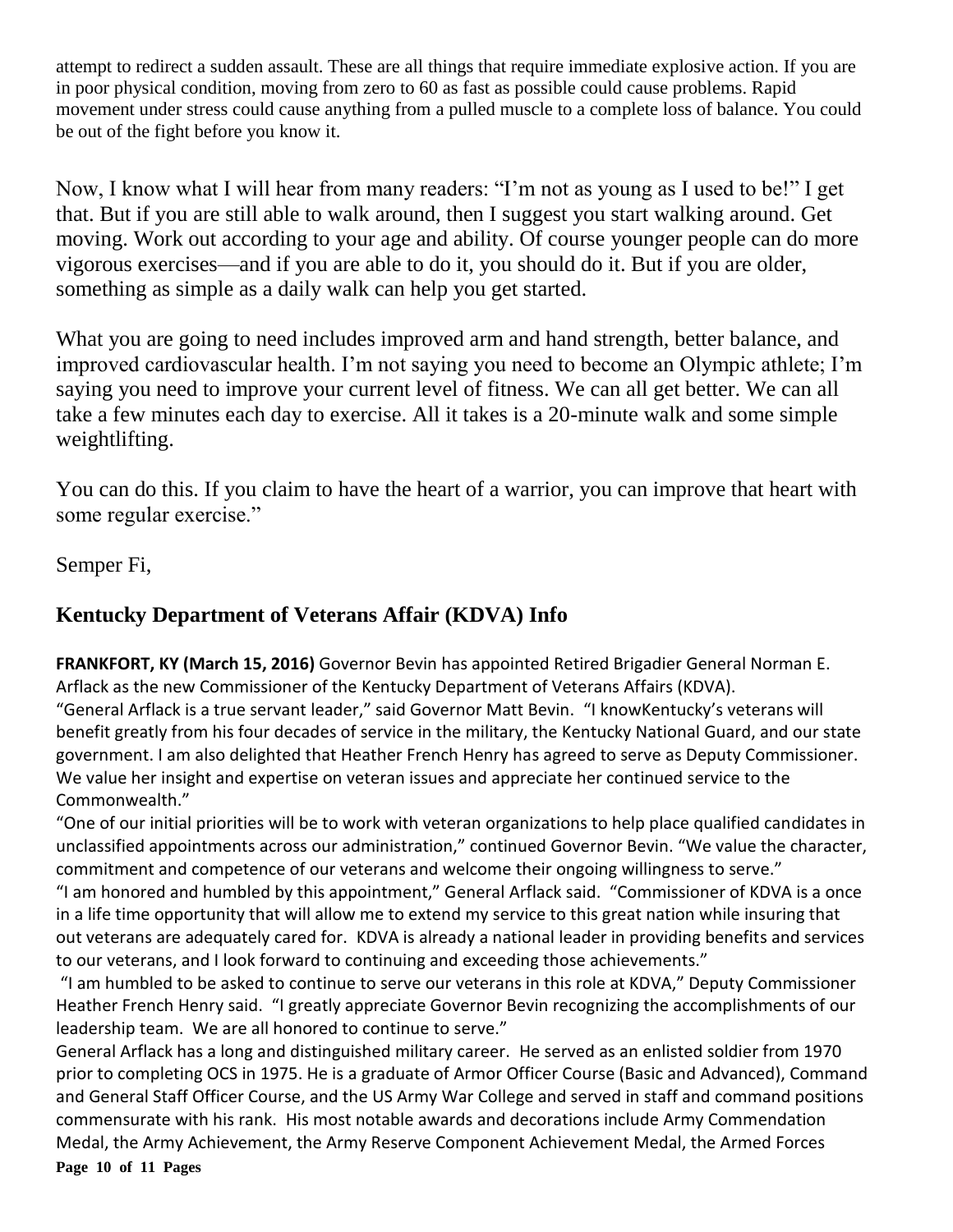attempt to redirect a sudden assault. These are all things that require immediate explosive action. If you are in poor physical condition, moving from zero to 60 as fast as possible could cause problems. Rapid movement under stress could cause anything from a pulled muscle to a complete loss of balance. You could be out of the fight before you know it.

Now, I know what I will hear from many readers: "I'm not as young as I used to be!" I get that. But if you are still able to walk around, then I suggest you start walking around. Get moving. Work out according to your age and ability. Of course younger people can do more vigorous exercises—and if you are able to do it, you should do it. But if you are older, something as simple as a daily walk can help you get started.

What you are going to need includes improved arm and hand strength, better balance, and improved cardiovascular health. I'm not saying you need to become an Olympic athlete; I'm saying you need to improve your current level of fitness. We can all get better. We can all take a few minutes each day to exercise. All it takes is a 20-minute walk and some simple weightlifting.

You can do this. If you claim to have the heart of a warrior, you can improve that heart with some regular exercise."

Semper Fi,

## Kentucky Department of Veterans Affair (KDVA) Info

**FRANKFORT, KY (March 15, 2016)** Governor Bevin has appointed Retired Brigadier General Norman E. Arflack as the new Commissioner of the Kentucky Department of Veterans Affairs (KDVA).

"General Arflack is a true servant leader," said Governor Matt Bevin. "I knowKentucky's veterans will benefit greatly from his four decades of service in the military, the Kentucky National Guard, and our state government. I am also delighted that Heather French Henry has agreed to serve as Deputy Commissioner. We value her insight and expertise on veteran issues and appreciate her continued service to the Commonwealth."

"One of our initial priorities will be to work with veteran organizations to help place qualified candidates in unclassified appointments across our administration," continued Governor Bevin. "We value the character, commitment and competence of our veterans and welcome their ongoing willingness to serve."

"I am honored and humbled by this appointment," General Arflack said. "Commissioner of KDVA is a once in a life time opportunity that will allow me to extend my service to this great nation while insuring that out veterans are adequately cared for. KDVA is already a national leader in providing benefits and services to our veterans, and I look forward to continuing and exceeding those achievements."

"I am humbled to be asked to continue to serve our veterans in this role at KDVA," Deputy Commissioner Heather French Henry said. "I greatly appreciate Governor Bevin recognizing the accomplishments of our leadership team. We are all honored to continue to serve."

General Arflack has a long and distinguished military career. He served as an enlisted soldier from 1970 prior to completing OCS in 1975. He is a graduate of Armor Officer Course (Basic and Advanced), Command and General Staff Officer Course, and the US Army War College and served in staff and command positions commensurate with his rank. His most notable awards and decorations include Army Commendation Medal, the Army Achievement, the Army Reserve Component Achievement Medal, the Armed Forces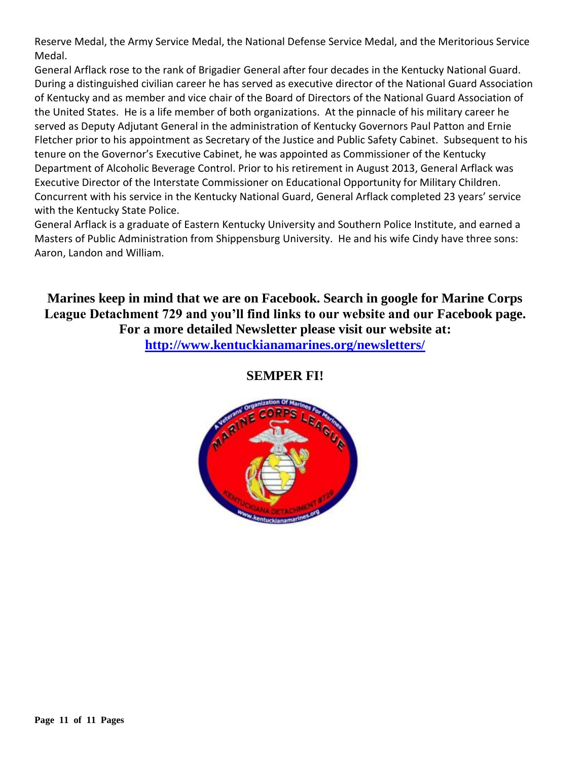Reserve Medal, the Army Service Medal, the National Defense Service Medal, and the Meritorious Service Medal.

General Arflack rose to the rank of Brigadier General after four decades in the Kentucky National Guard. During a distinguished civilian career he has served as executive director of the National Guard Association of Kentucky and as member and vice chair of the Board of Directors of the National Guard Association of the United States. He is a life member of both organizations. At the pinnacle of his military career he served as Deputy Adjutant General in the administration of Kentucky Governors Paul Patton and Ernie Fletcher prior to his appointment as Secretary of the Justice and Public Safety Cabinet. Subsequent to his tenure on the Governor's Executive Cabinet, he was appointed as Commissioner of the Kentucky Department of Alcoholic Beverage Control. Prior to his retirement in August 2013, General Arflack was Executive Director of the Interstate Commissioner on Educational Opportunity for Military Children. Concurrent with his service in the Kentucky National Guard, General Arflack completed 23 years' service with the Kentucky State Police.

General Arflack is a graduate of Eastern Kentucky University and Southern Police Institute, and earned a Masters of Public Administration from Shippensburg University. He and his wife Cindy have three sons: Aaron, Landon and William.

**Marines keep in mind that we are on Facebook. Search in google for Marine Corps League Detachment 729 and you'll find links to our website and our Facebook page. For a more detailed Newsletter please visit our website at:**
**[http://www.kentuckianamarines.org/newsletters/](http://www.kentuckianamarines.org/newsletters/)**

**SEMPER FI!**